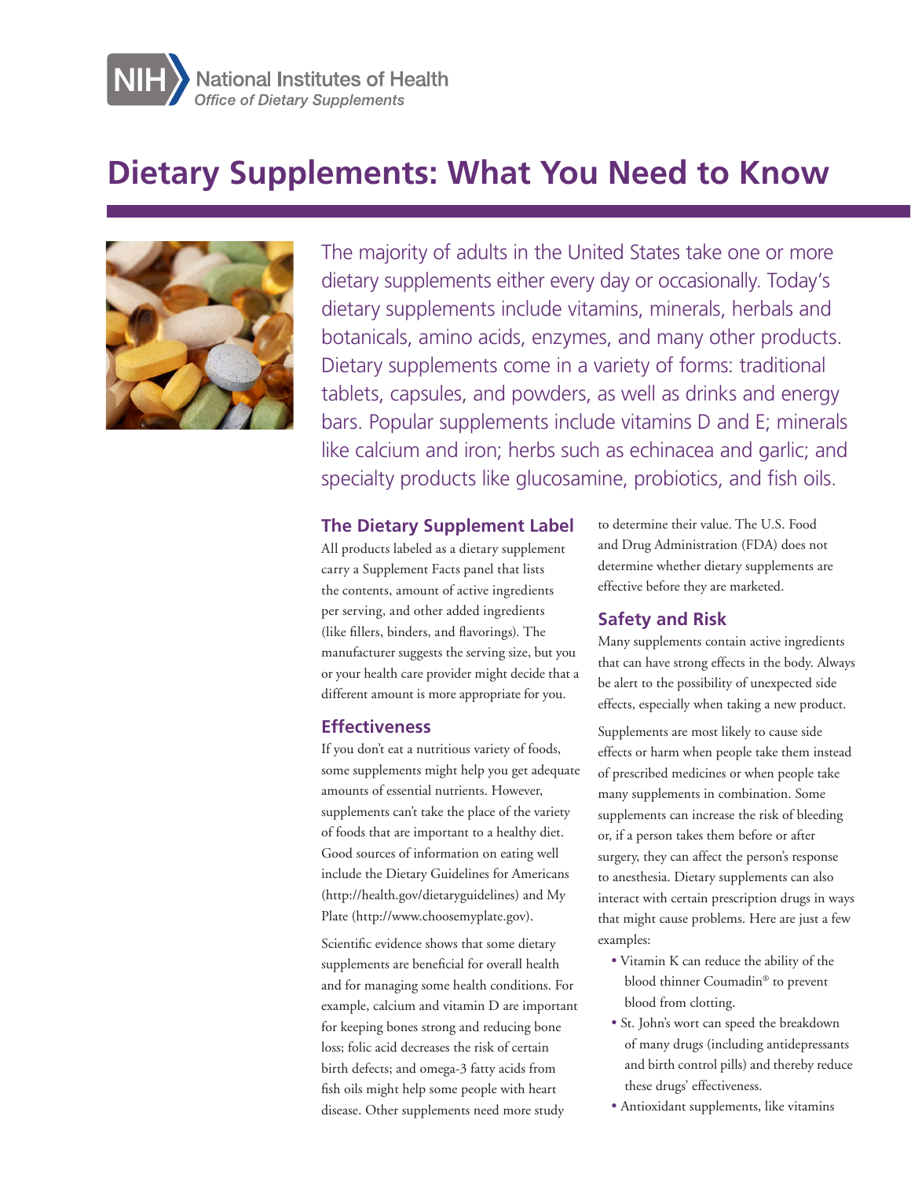National Institutes of Health
*Office of Dietary Supplements*

# Dietary Supplements: What You Need to Know

The majority of adults in the United States take one or more dietary supplements either every day or occasionally. Today's dietary supplements include vitamins, minerals, herbals and botanicals, amino acids, enzymes, and many other products. Dietary supplements come in a variety of forms: traditional tablets, capsules, and powders, as well as drinks and energy bars. Popular supplements include vitamins D and E; minerals like calcium and iron; herbs such as echinacea and garlic; and specialty products like glucosamine, probiotics, and fish oils.

## The Dietary Supplement Label

All products labeled as a dietary supplement carry a Supplement Facts panel that lists the contents, amount of active ingredients per serving, and other added ingredients (like fillers, binders, and flavorings). The manufacturer suggests the serving size, but you or your health care provider might decide that a different amount is more appropriate for you.

## Effectiveness

If you don't eat a nutritious variety of foods, some supplements might help you get adequate amounts of essential nutrients. However, supplements can't take the place of the variety of foods that are important to a healthy diet. Good sources of information on eating well include the Dietary Guidelines for Americans (http://health.gov/dietaryguidelines) and My Plate (http://www.choosemyplate.gov).

Scientific evidence shows that some dietary supplements are beneficial for overall health and for managing some health conditions. For example, calcium and vitamin D are important for keeping bones strong and reducing bone loss; folic acid decreases the risk of certain birth defects; and omega-3 fatty acids from fish oils might help some people with heart disease. Other supplements need more study to determine their value. The U.S. Food and Drug Administration (FDA) does not determine whether dietary supplements are effective before they are marketed.

## Safety and Risk

Many supplements contain active ingredients that can have strong effects in the body. Always be alert to the possibility of unexpected side effects, especially when taking a new product.

Supplements are most likely to cause side effects or harm when people take them instead of prescribed medicines or when people take many supplements in combination. Some supplements can increase the risk of bleeding or, if a person takes them before or after surgery, they can affect the person's response to anesthesia. Dietary supplements can also interact with certain prescription drugs in ways that might cause problems. Here are just a few examples:

- Vitamin K can reduce the ability of the blood thinner Coumadin® to prevent blood from clotting.
- St. John's wort can speed the breakdown of many drugs (including antidepressants and birth control pills) and thereby reduce these drugs' effectiveness.
- Antioxidant supplements, like vitamins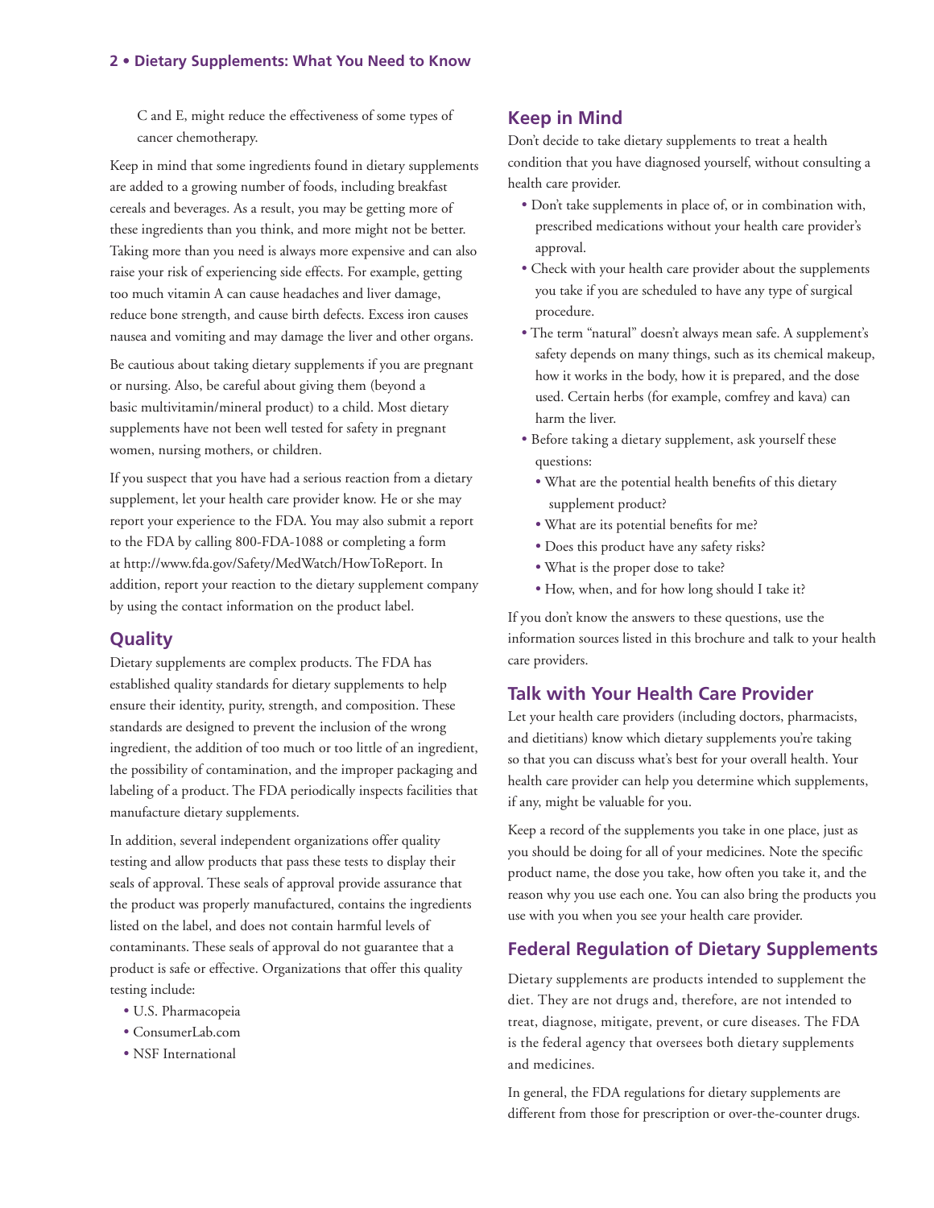C and E, might reduce the effectiveness of some types of cancer chemotherapy.

Keep in mind that some ingredients found in dietary supplements are added to a growing number of foods, including breakfast cereals and beverages. As a result, you may be getting more of these ingredients than you think, and more might not be better. Taking more than you need is always more expensive and can also raise your risk of experiencing side effects. For example, getting too much vitamin A can cause headaches and liver damage, reduce bone strength, and cause birth defects. Excess iron causes nausea and vomiting and may damage the liver and other organs.

Be cautious about taking dietary supplements if you are pregnant or nursing. Also, be careful about giving them (beyond a basic multivitamin/mineral product) to a child. Most dietary supplements have not been well tested for safety in pregnant women, nursing mothers, or children.

If you suspect that you have had a serious reaction from a dietary supplement, let your health care provider know. He or she may report your experience to the FDA. You may also submit a report to the FDA by calling 800-FDA-1088 or completing a form at http://www.fda.gov/Safety/MedWatch/HowToReport. In addition, report your reaction to the dietary supplement company by using the contact information on the product label.

## Quality

Dietary supplements are complex products. The FDA has established quality standards for dietary supplements to help ensure their identity, purity, strength, and composition. These standards are designed to prevent the inclusion of the wrong ingredient, the addition of too much or too little of an ingredient, the possibility of contamination, and the improper packaging and labeling of a product. The FDA periodically inspects facilities that manufacture dietary supplements.

In addition, several independent organizations offer quality testing and allow products that pass these tests to display their seals of approval. These seals of approval provide assurance that the product was properly manufactured, contains the ingredients listed on the label, and does not contain harmful levels of contaminants. These seals of approval do not guarantee that a product is safe or effective. Organizations that offer this quality testing include:

- U.S. Pharmacopeia
- ConsumerLab.com
- NSF International

## Keep in Mind

Don't decide to take dietary supplements to treat a health condition that you have diagnosed yourself, without consulting a health care provider.

- Don't take supplements in place of, or in combination with, prescribed medications without your health care provider's approval.
- Check with your health care provider about the supplements you take if you are scheduled to have any type of surgical procedure.
- The term "natural" doesn't always mean safe. A supplement's safety depends on many things, such as its chemical makeup, how it works in the body, how it is prepared, and the dose used. Certain herbs (for example, comfrey and kava) can harm the liver.
- Before taking a dietary supplement, ask yourself these questions:
  - What are the potential health benefits of this dietary supplement product?
  - What are its potential benefits for me?
  - Does this product have any safety risks?
  - What is the proper dose to take?
  - How, when, and for how long should I take it?

If you don't know the answers to these questions, use the information sources listed in this brochure and talk to your health care providers.

## Talk with Your Health Care Provider

Let your health care providers (including doctors, pharmacists, and dietitians) know which dietary supplements you're taking so that you can discuss what's best for your overall health. Your health care provider can help you determine which supplements, if any, might be valuable for you.

Keep a record of the supplements you take in one place, just as you should be doing for all of your medicines. Note the specific product name, the dose you take, how often you take it, and the reason why you use each one. You can also bring the products you use with you when you see your health care provider.

## Federal Regulation of Dietary Supplements

Dietary supplements are products intended to supplement the diet. They are not drugs and, therefore, are not intended to treat, diagnose, mitigate, prevent, or cure diseases. The FDA is the federal agency that oversees both dietary supplements and medicines.

In general, the FDA regulations for dietary supplements are different from those for prescription or over-the-counter drugs.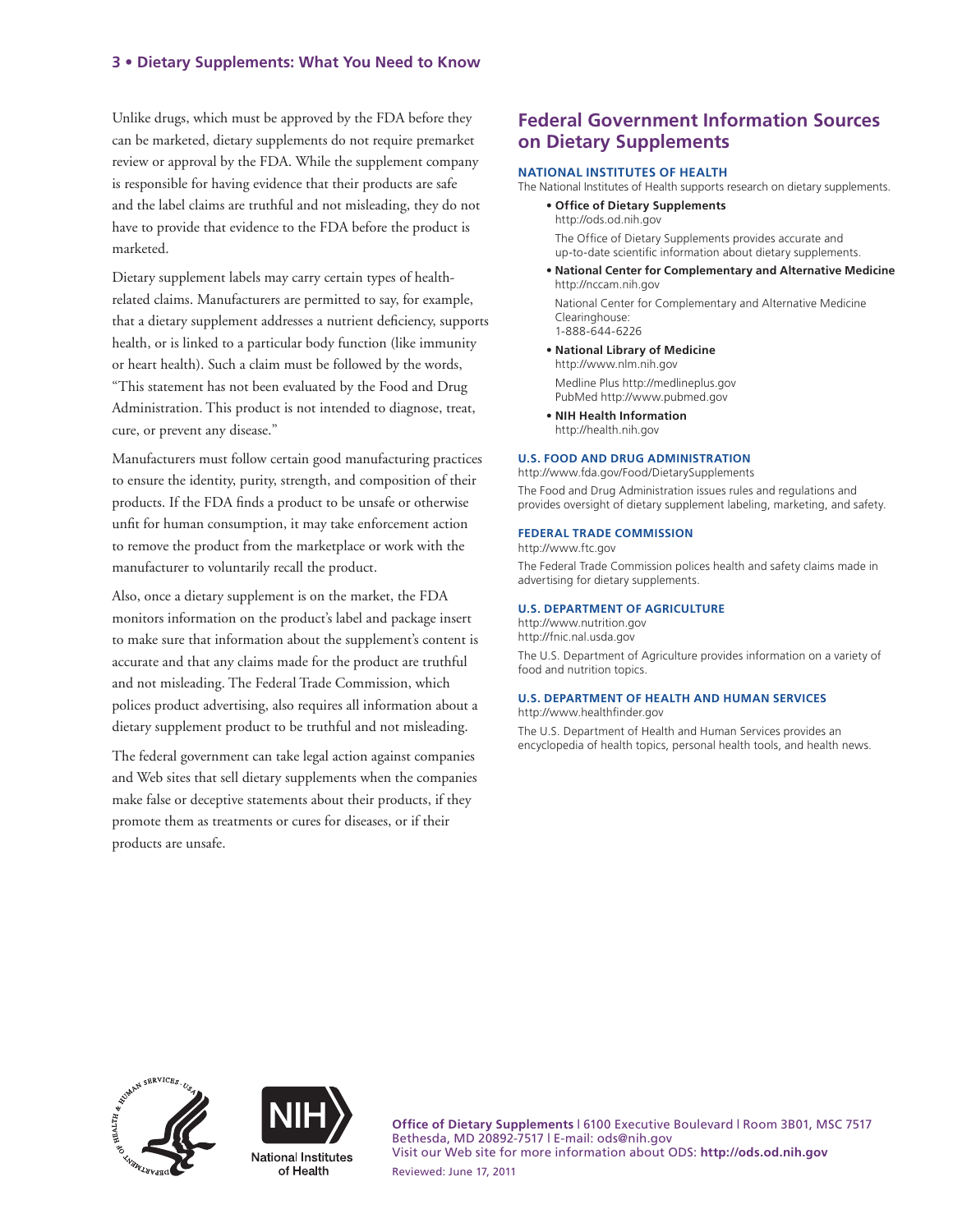Unlike drugs, which must be approved by the FDA before they can be marketed, dietary supplements do not require premarket review or approval by the FDA. While the supplement company is responsible for having evidence that their products are safe and the label claims are truthful and not misleading, they do not have to provide that evidence to the FDA before the product is marketed.

Dietary supplement labels may carry certain types of health-related claims. Manufacturers are permitted to say, for example, that a dietary supplement addresses a nutrient deficiency, supports health, or is linked to a particular body function (like immunity or heart health). Such a claim must be followed by the words, "This statement has not been evaluated by the Food and Drug Administration. This product is not intended to diagnose, treat, cure, or prevent any disease."

Manufacturers must follow certain good manufacturing practices to ensure the identity, purity, strength, and composition of their products. If the FDA finds a product to be unsafe or otherwise unfit for human consumption, it may take enforcement action to remove the product from the marketplace or work with the manufacturer to voluntarily recall the product.

Also, once a dietary supplement is on the market, the FDA monitors information on the product's label and package insert to make sure that information about the supplement's content is accurate and that any claims made for the product are truthful and not misleading. The Federal Trade Commission, which polices product advertising, also requires all information about a dietary supplement product to be truthful and not misleading.

The federal government can take legal action against companies and Web sites that sell dietary supplements when the companies make false or deceptive statements about their products, if they promote them as treatments or cures for diseases, or if their products are unsafe.

## Federal Government Information Sources on Dietary Supplements

### NATIONAL INSTITUTES OF HEALTH

The National Institutes of Health supports research on dietary supplements.

- **Office of Dietary Supplements**
  http://ods.od.nih.gov

  The Office of Dietary Supplements provides accurate and up-to-date scientific information about dietary supplements.
- **National Center for Complementary and Alternative Medicine**
  http://nccam.nih.gov

  National Center for Complementary and Alternative Medicine Clearinghouse:
  1-888-644-6226
- **National Library of Medicine**
  http://www.nlm.nih.gov

  Medline Plus http://medlineplus.gov
  PubMed http://www.pubmed.gov
- **NIH Health Information**
  http://health.nih.gov

### U.S. FOOD AND DRUG ADMINISTRATION

http://www.fda.gov/Food/DietarySupplements

The Food and Drug Administration issues rules and regulations and provides oversight of dietary supplement labeling, marketing, and safety.

### FEDERAL TRADE COMMISSION

http://www.ftc.gov

The Federal Trade Commission polices health and safety claims made in advertising for dietary supplements.

### U.S. DEPARTMENT OF AGRICULTURE

http://www.nutrition.gov
http://fnic.nal.usda.gov

The U.S. Department of Agriculture provides information on a variety of food and nutrition topics.

### U.S. DEPARTMENT OF HEALTH AND HUMAN SERVICES

http://www.healthfinder.gov

The U.S. Department of Health and Human Services provides an encyclopedia of health topics, personal health tools, and health news.

**Office of Dietary Supplements** | 6100 Executive Boulevard | Room 3B01, MSC 7517
Bethesda, MD 20892-7517 | E-mail: ods@nih.gov
Visit our Web site for more information about ODS: **http://ods.od.nih.gov**

Reviewed: June 17, 2011